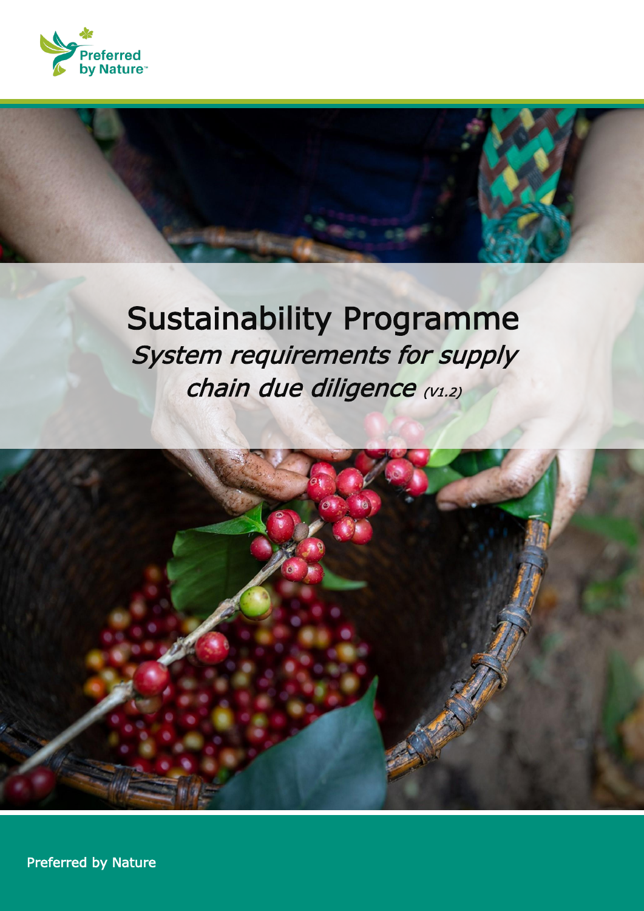Preferred by Nature

# Sustainability Programme

*System requirements for supply chain due diligence (V1.2)*

Preferred by Nature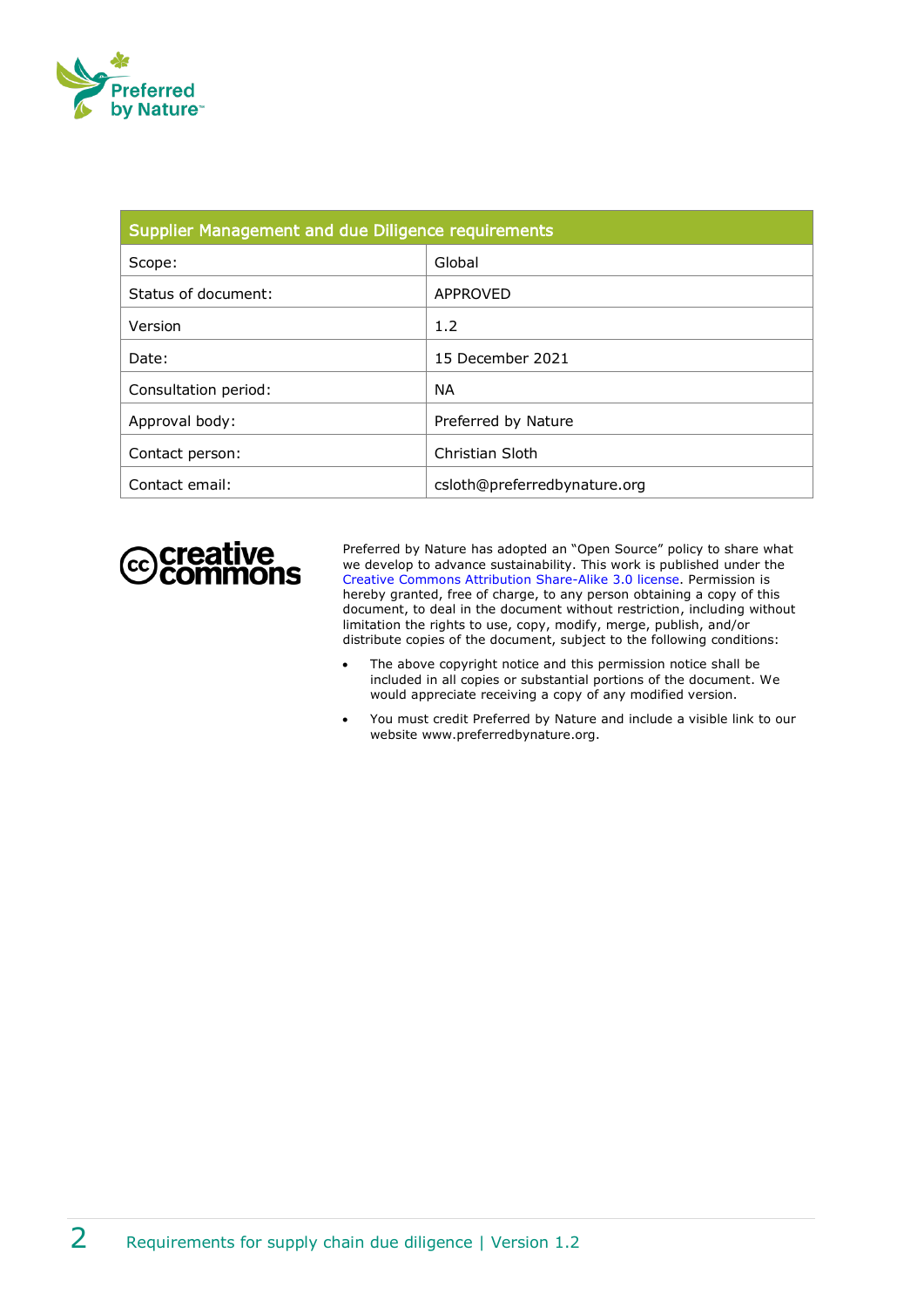| Supplier Management and due Diligence requirements | |
|---|---|
| Scope: | Global |
| Status of document: | APPROVED |
| Version | 1.2 |
| Date: | 15 December 2021 |
| Consultation period: | NA |
| Approval body: | Preferred by Nature |
| Contact person: | Christian Sloth |
| Contact email: | csloth@preferredbynature.org |

Preferred by Nature has adopted an "Open Source" policy to share what we develop to advance sustainability. This work is published under the Creative Commons Attribution Share-Alike 3.0 license. Permission is hereby granted, free of charge, to any person obtaining a copy of this document, to deal in the document without restriction, including without limitation the rights to use, copy, modify, merge, publish, and/or distribute copies of the document, subject to the following conditions:

- The above copyright notice and this permission notice shall be included in all copies or substantial portions of the document. We would appreciate receiving a copy of any modified version.
- You must credit Preferred by Nature and include a visible link to our website www.preferredbynature.org.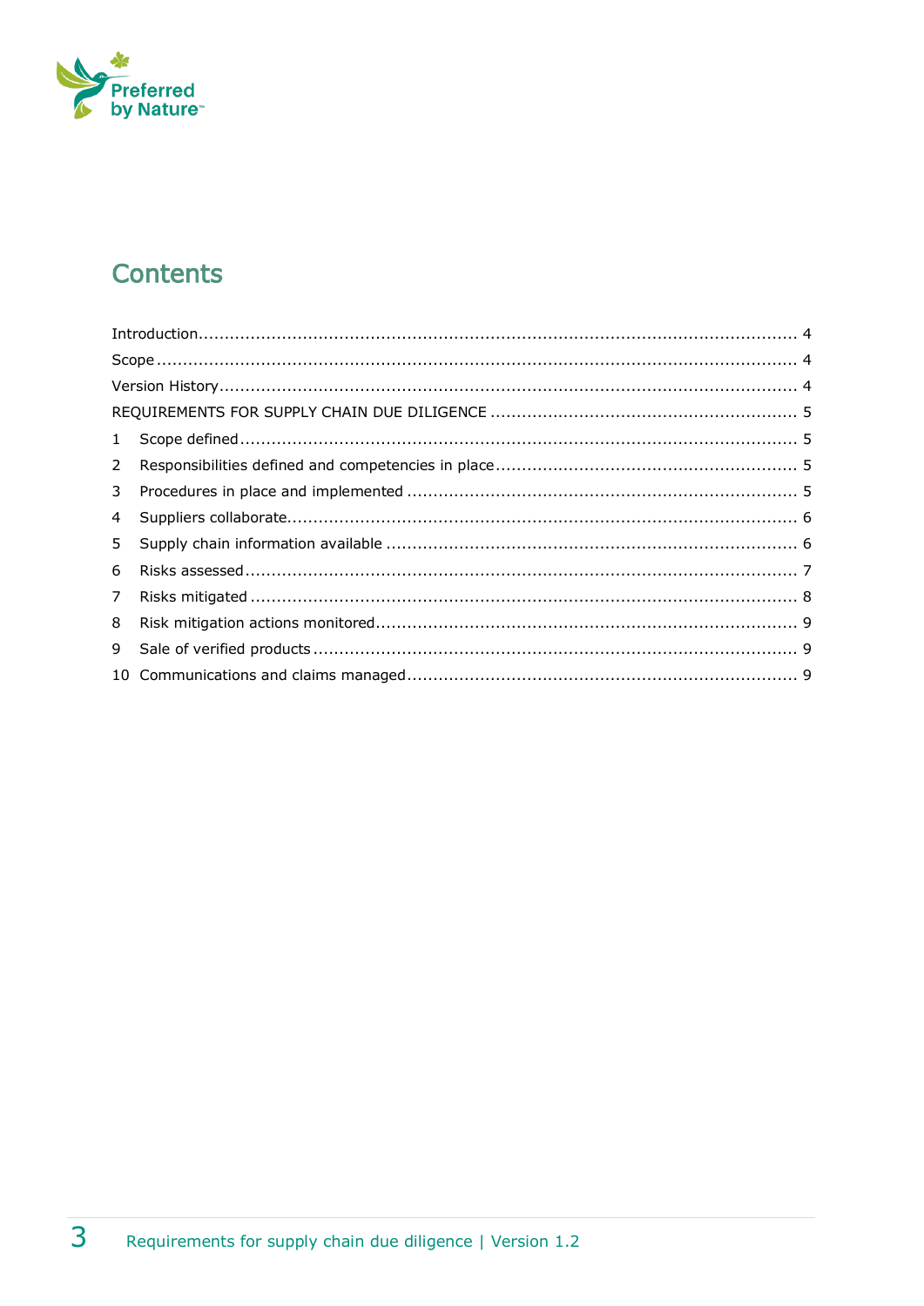# Contents

Introduction .......... 4

Scope .......... 4

Version History .......... 4

REQUIREMENTS FOR SUPPLY CHAIN DUE DILIGENCE .......... 5

1 Scope defined .......... 5

2 Responsibilities defined and competencies in place .......... 5

3 Procedures in place and implemented .......... 5

4 Suppliers collaborate .......... 6

5 Supply chain information available .......... 6

6 Risks assessed .......... 7

7 Risks mitigated .......... 8

8 Risk mitigation actions monitored .......... 9

9 Sale of verified products .......... 9

10 Communications and claims managed .......... 9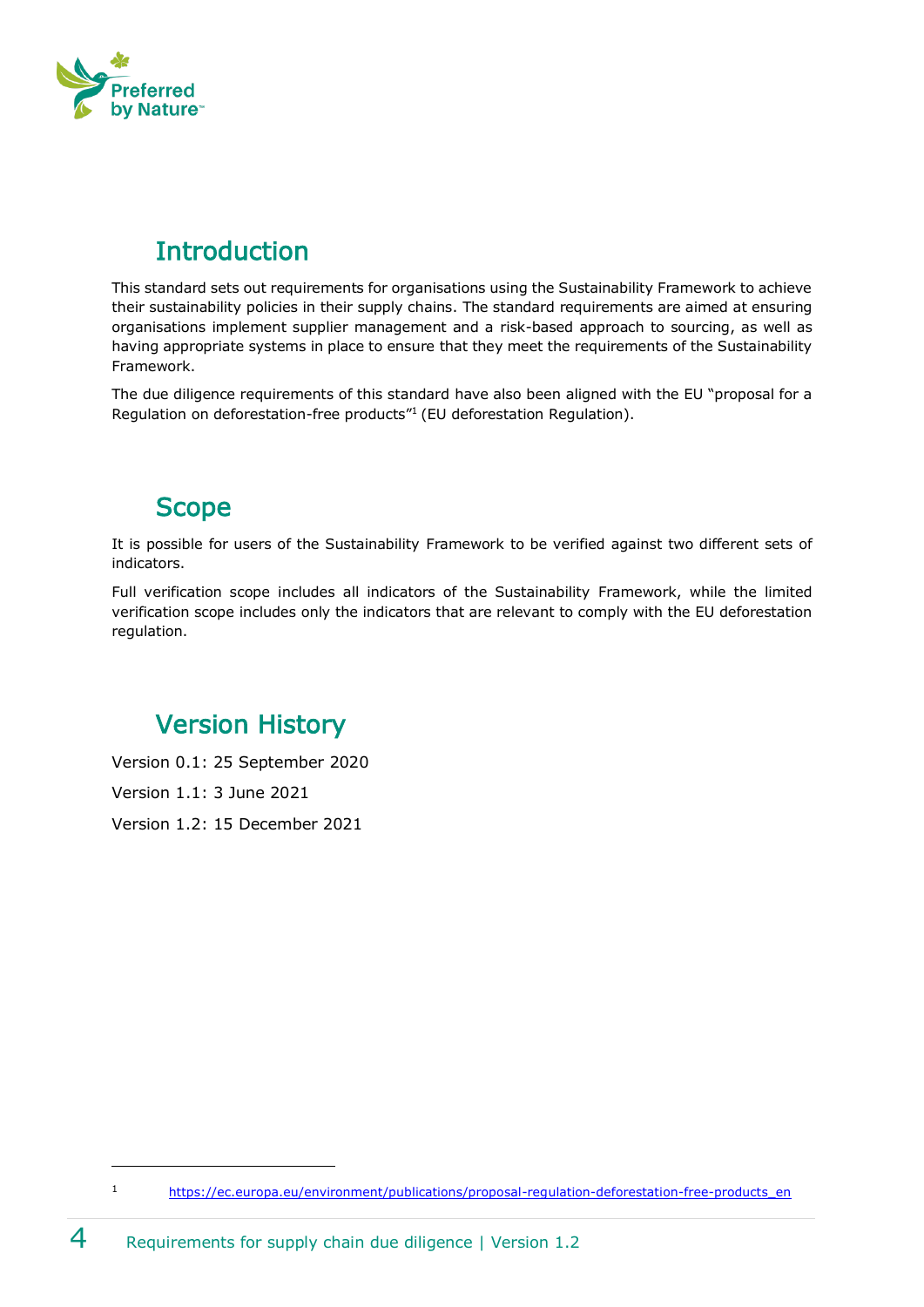# Introduction

This standard sets out requirements for organisations using the Sustainability Framework to achieve their sustainability policies in their supply chains. The standard requirements are aimed at ensuring organisations implement supplier management and a risk-based approach to sourcing, as well as having appropriate systems in place to ensure that they meet the requirements of the Sustainability Framework.

The due diligence requirements of this standard have also been aligned with the EU "proposal for a Regulation on deforestation-free products"[1] (EU deforestation Regulation).

# Scope

It is possible for users of the Sustainability Framework to be verified against two different sets of indicators.

Full verification scope includes all indicators of the Sustainability Framework, while the limited verification scope includes only the indicators that are relevant to comply with the EU deforestation regulation.

# Version History

Version 0.1: 25 September 2020

Version 1.1: 3 June 2021

Version 1.2: 15 December 2021

---

[1] https://ec.europa.eu/environment/publications/proposal-regulation-deforestation-free-products_en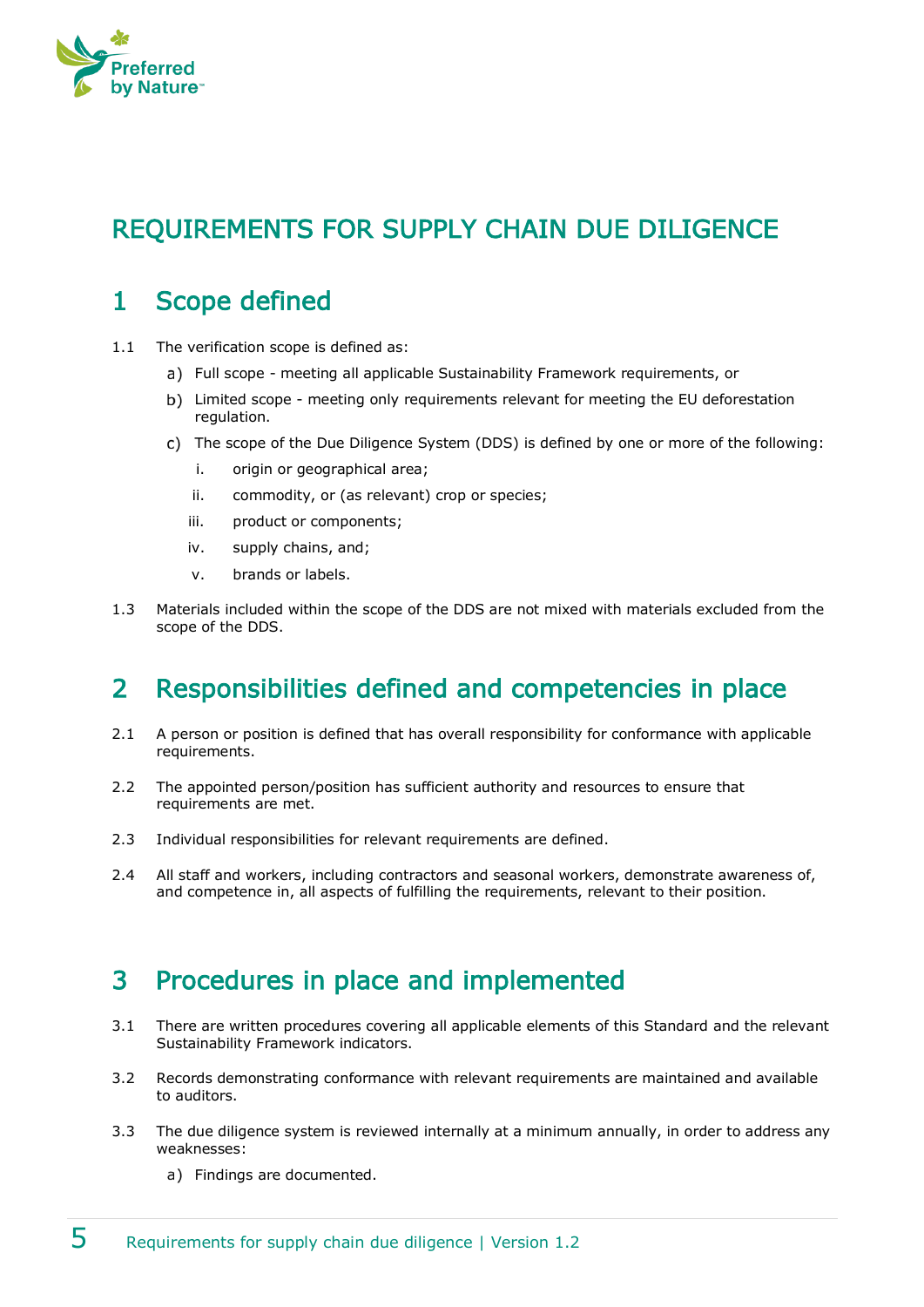# REQUIREMENTS FOR SUPPLY CHAIN DUE DILIGENCE

## 1 Scope defined

1.1 The verification scope is defined as:

a) Full scope - meeting all applicable Sustainability Framework requirements, or

b) Limited scope - meeting only requirements relevant for meeting the EU deforestation regulation.

c) The scope of the Due Diligence System (DDS) is defined by one or more of the following:

i. origin or geographical area;

ii. commodity, or (as relevant) crop or species;

iii. product or components;

iv. supply chains, and;

v. brands or labels.

1.3 Materials included within the scope of the DDS are not mixed with materials excluded from the scope of the DDS.

## 2 Responsibilities defined and competencies in place

2.1 A person or position is defined that has overall responsibility for conformance with applicable requirements.

2.2 The appointed person/position has sufficient authority and resources to ensure that requirements are met.

2.3 Individual responsibilities for relevant requirements are defined.

2.4 All staff and workers, including contractors and seasonal workers, demonstrate awareness of, and competence in, all aspects of fulfilling the requirements, relevant to their position.

## 3 Procedures in place and implemented

3.1 There are written procedures covering all applicable elements of this Standard and the relevant Sustainability Framework indicators.

3.2 Records demonstrating conformance with relevant requirements are maintained and available to auditors.

3.3 The due diligence system is reviewed internally at a minimum annually, in order to address any weaknesses:

a) Findings are documented.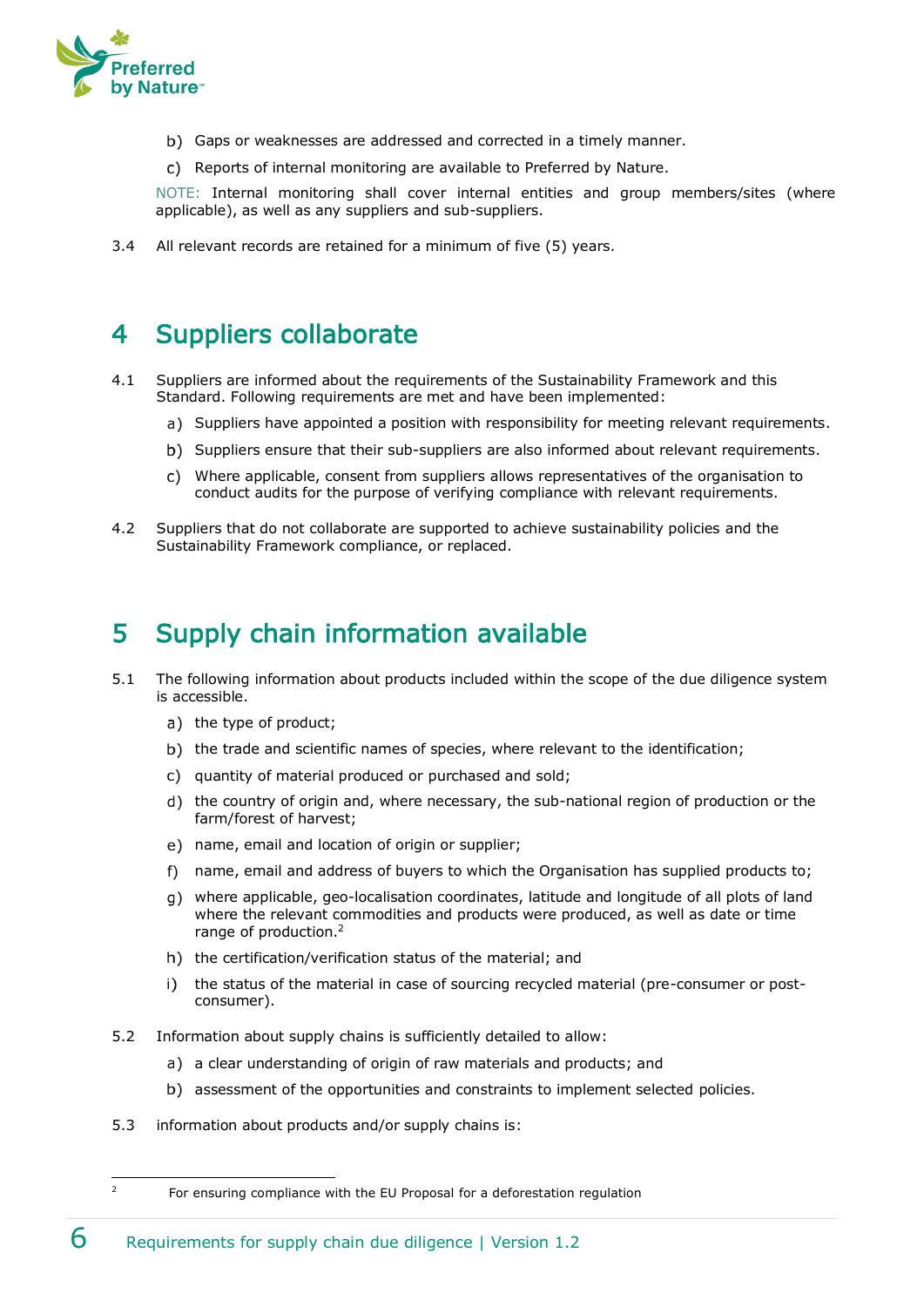b) Gaps or weaknesses are addressed and corrected in a timely manner.

c) Reports of internal monitoring are available to Preferred by Nature.

NOTE: Internal monitoring shall cover internal entities and group members/sites (where applicable), as well as any suppliers and sub-suppliers.

3.4 All relevant records are retained for a minimum of five (5) years.

# 4 Suppliers collaborate

4.1 Suppliers are informed about the requirements of the Sustainability Framework and this Standard. Following requirements are met and have been implemented:

a) Suppliers have appointed a position with responsibility for meeting relevant requirements.

b) Suppliers ensure that their sub-suppliers are also informed about relevant requirements.

c) Where applicable, consent from suppliers allows representatives of the organisation to conduct audits for the purpose of verifying compliance with relevant requirements.

4.2 Suppliers that do not collaborate are supported to achieve sustainability policies and the Sustainability Framework compliance, or replaced.

# 5 Supply chain information available

5.1 The following information about products included within the scope of the due diligence system is accessible.

a) the type of product;

b) the trade and scientific names of species, where relevant to the identification;

c) quantity of material produced or purchased and sold;

d) the country of origin and, where necessary, the sub-national region of production or the farm/forest of harvest;

e) name, email and location of origin or supplier;

f) name, email and address of buyers to which the Organisation has supplied products to;

g) where applicable, geo-localisation coordinates, latitude and longitude of all plots of land where the relevant commodities and products were produced, as well as date or time range of production.[2]

h) the certification/verification status of the material; and

i) the status of the material in case of sourcing recycled material (pre-consumer or post-consumer).

5.2 Information about supply chains is sufficiently detailed to allow:

a) a clear understanding of origin of raw materials and products; and

b) assessment of the opportunities and constraints to implement selected policies.

5.3 information about products and/or supply chains is:

[2] For ensuring compliance with the EU Proposal for a deforestation regulation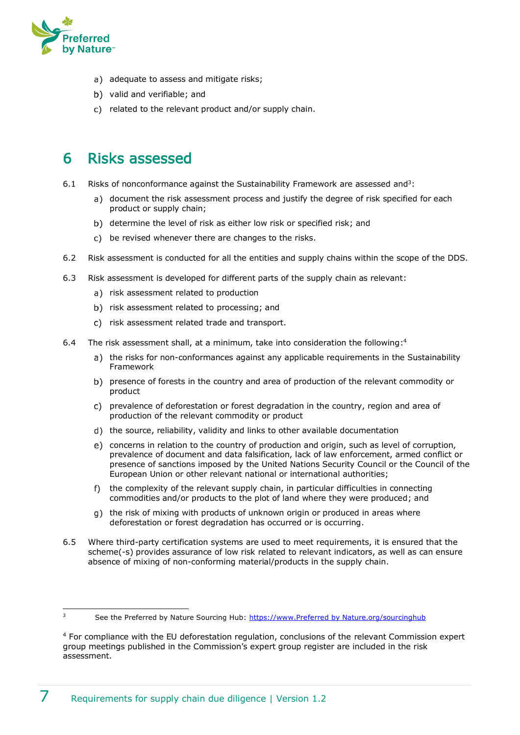a) adequate to assess and mitigate risks;

b) valid and verifiable; and

c) related to the relevant product and/or supply chain.

# 6 Risks assessed

6.1 Risks of nonconformance against the Sustainability Framework are assessed and[3]:

a) document the risk assessment process and justify the degree of risk specified for each product or supply chain;

b) determine the level of risk as either low risk or specified risk; and

c) be revised whenever there are changes to the risks.

6.2 Risk assessment is conducted for all the entities and supply chains within the scope of the DDS.

6.3 Risk assessment is developed for different parts of the supply chain as relevant:

a) risk assessment related to production

b) risk assessment related to processing; and

c) risk assessment related trade and transport.

6.4 The risk assessment shall, at a minimum, take into consideration the following:[4]

a) the risks for non-conformances against any applicable requirements in the Sustainability Framework

b) presence of forests in the country and area of production of the relevant commodity or product

c) prevalence of deforestation or forest degradation in the country, region and area of production of the relevant commodity or product

d) the source, reliability, validity and links to other available documentation

e) concerns in relation to the country of production and origin, such as level of corruption, prevalence of document and data falsification, lack of law enforcement, armed conflict or presence of sanctions imposed by the United Nations Security Council or the Council of the European Union or other relevant national or international authorities;

f) the complexity of the relevant supply chain, in particular difficulties in connecting commodities and/or products to the plot of land where they were produced; and

g) the risk of mixing with products of unknown origin or produced in areas where deforestation or forest degradation has occurred or is occurring.

6.5 Where third-party certification systems are used to meet requirements, it is ensured that the scheme(-s) provides assurance of low risk related to relevant indicators, as well as can ensure absence of mixing of non-conforming material/products in the supply chain.

---

[3] See the Preferred by Nature Sourcing Hub: https://www.Preferred by Nature.org/sourcinghub

[4] For compliance with the EU deforestation regulation, conclusions of the relevant Commission expert group meetings published in the Commission's expert group register are included in the risk assessment.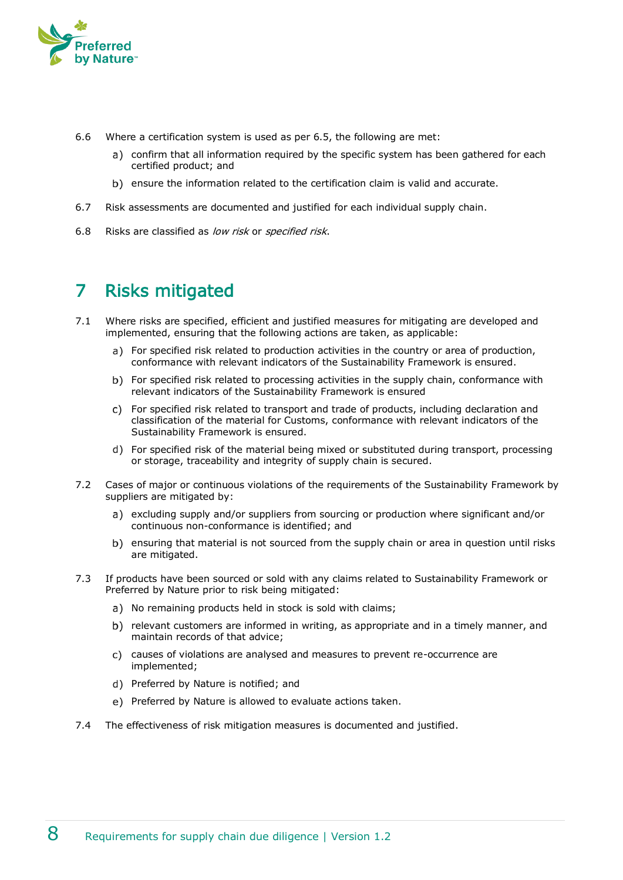6.6 Where a certification system is used as per 6.5, the following are met:

   a) confirm that all information required by the specific system has been gathered for each certified product; and

   b) ensure the information related to the certification claim is valid and accurate.

6.7 Risk assessments are documented and justified for each individual supply chain.

6.8 Risks are classified as *low risk* or *specified risk*.

# 7 Risks mitigated

7.1 Where risks are specified, efficient and justified measures for mitigating are developed and implemented, ensuring that the following actions are taken, as applicable:

   a) For specified risk related to production activities in the country or area of production, conformance with relevant indicators of the Sustainability Framework is ensured.

   b) For specified risk related to processing activities in the supply chain, conformance with relevant indicators of the Sustainability Framework is ensured

   c) For specified risk related to transport and trade of products, including declaration and classification of the material for Customs, conformance with relevant indicators of the Sustainability Framework is ensured.

   d) For specified risk of the material being mixed or substituted during transport, processing or storage, traceability and integrity of supply chain is secured.

7.2 Cases of major or continuous violations of the requirements of the Sustainability Framework by suppliers are mitigated by:

   a) excluding supply and/or suppliers from sourcing or production where significant and/or continuous non-conformance is identified; and

   b) ensuring that material is not sourced from the supply chain or area in question until risks are mitigated.

7.3 If products have been sourced or sold with any claims related to Sustainability Framework or Preferred by Nature prior to risk being mitigated:

   a) No remaining products held in stock is sold with claims;

   b) relevant customers are informed in writing, as appropriate and in a timely manner, and maintain records of that advice;

   c) causes of violations are analysed and measures to prevent re-occurrence are implemented;

   d) Preferred by Nature is notified; and

   e) Preferred by Nature is allowed to evaluate actions taken.

7.4 The effectiveness of risk mitigation measures is documented and justified.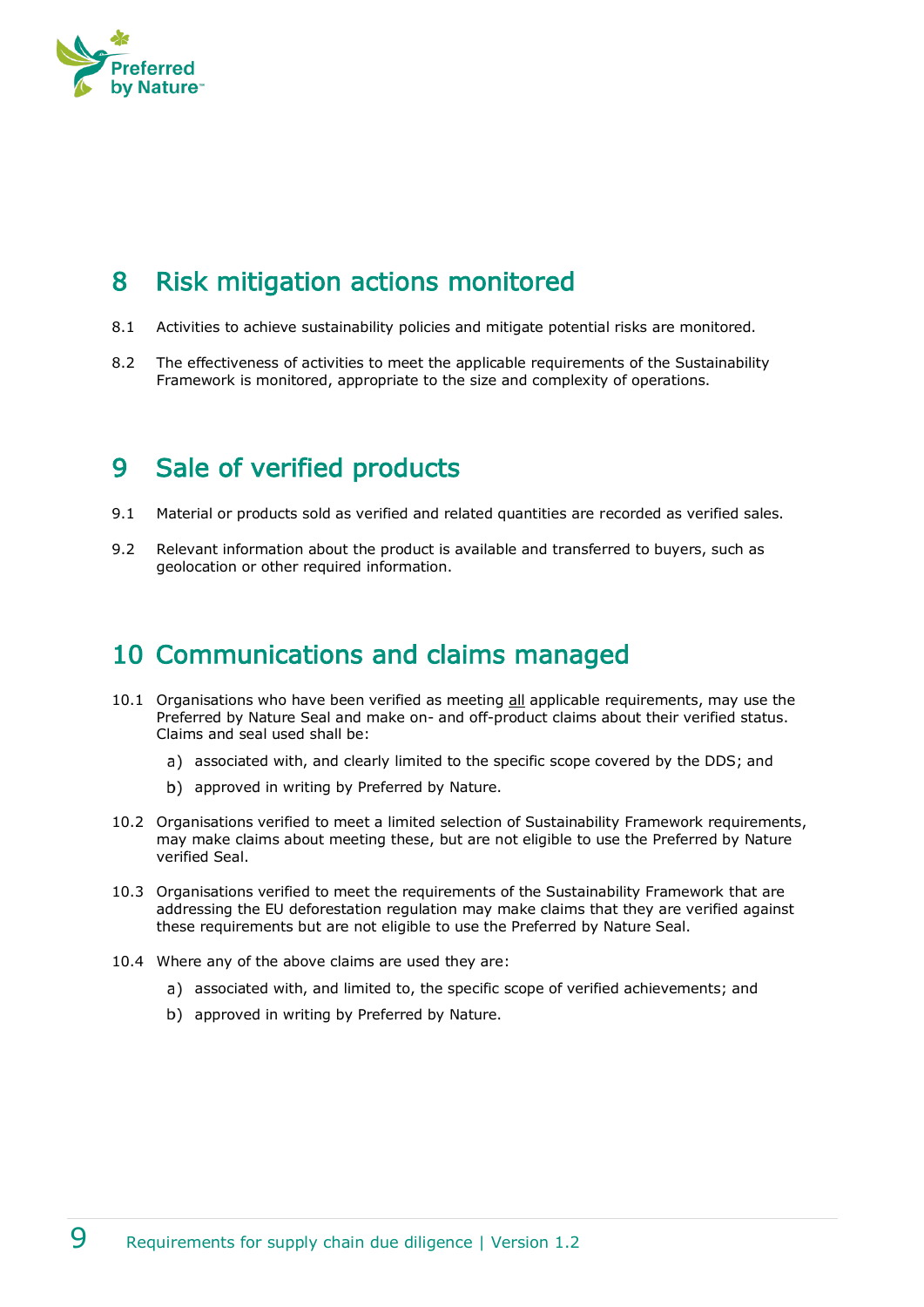# 8 Risk mitigation actions monitored

8.1 Activities to achieve sustainability policies and mitigate potential risks are monitored.

8.2 The effectiveness of activities to meet the applicable requirements of the Sustainability Framework is monitored, appropriate to the size and complexity of operations.

# 9 Sale of verified products

9.1 Material or products sold as verified and related quantities are recorded as verified sales.

9.2 Relevant information about the product is available and transferred to buyers, such as geolocation or other required information.

# 10 Communications and claims managed

10.1 Organisations who have been verified as meeting <u>all</u> applicable requirements, may use the Preferred by Nature Seal and make on- and off-product claims about their verified status. Claims and seal used shall be:

   a) associated with, and clearly limited to the specific scope covered by the DDS; and

   b) approved in writing by Preferred by Nature.

10.2 Organisations verified to meet a limited selection of Sustainability Framework requirements, may make claims about meeting these, but are not eligible to use the Preferred by Nature verified Seal.

10.3 Organisations verified to meet the requirements of the Sustainability Framework that are addressing the EU deforestation regulation may make claims that they are verified against these requirements but are not eligible to use the Preferred by Nature Seal.

10.4 Where any of the above claims are used they are:

   a) associated with, and limited to, the specific scope of verified achievements; and

   b) approved in writing by Preferred by Nature.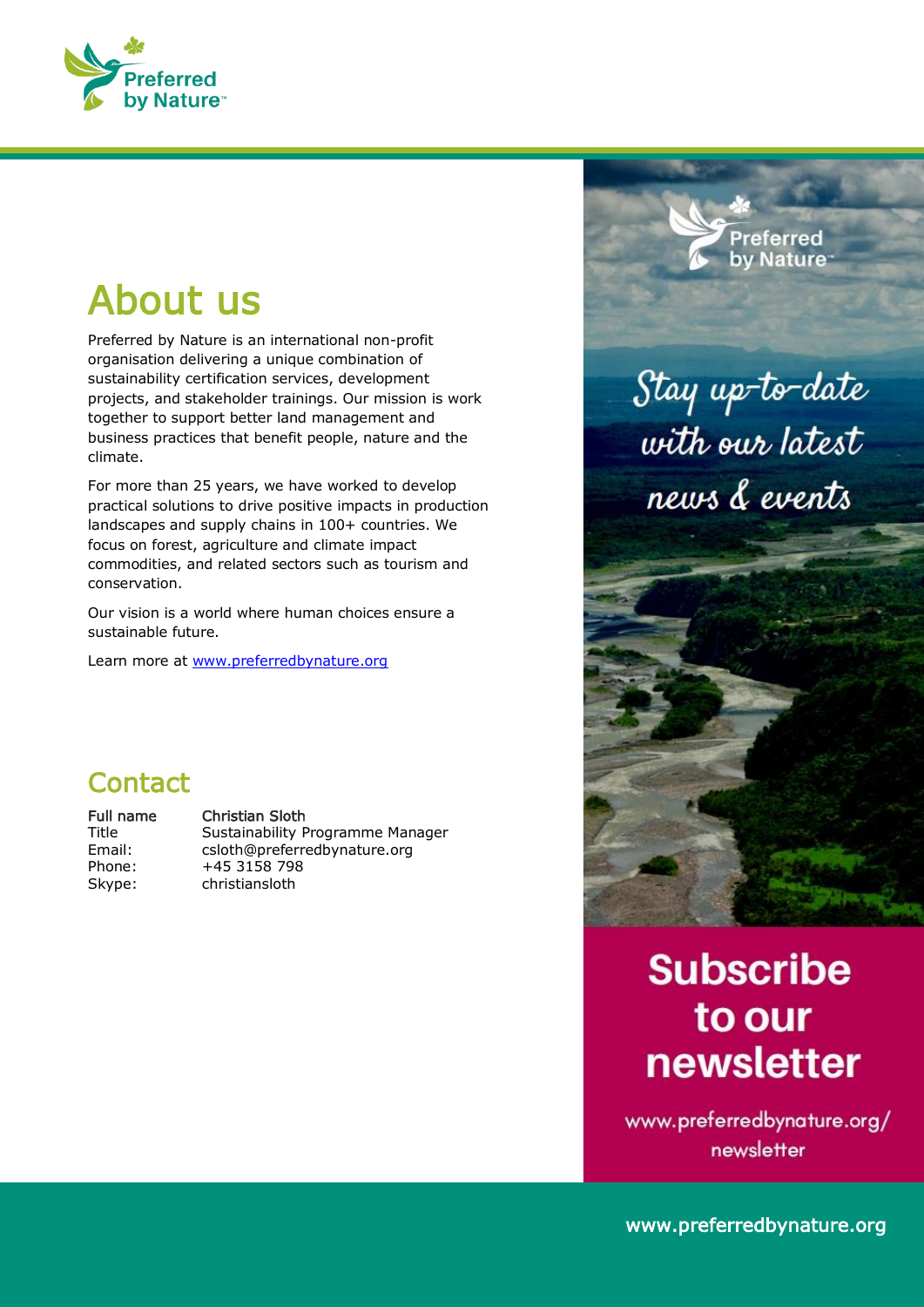## About us

Preferred by Nature is an international non-profit organisation delivering a unique combination of sustainability certification services, development projects, and stakeholder trainings. Our mission is work together to support better land management and business practices that benefit people, nature and the climate.

For more than 25 years, we have worked to develop practical solutions to drive positive impacts in production landscapes and supply chains in 100+ countries. We focus on forest, agriculture and climate impact commodities, and related sectors such as tourism and conservation.

Our vision is a world where human choices ensure a sustainable future.

Learn more at www.preferredbynature.org

## Contact

| | |
|---|---|
| Full name | Christian Sloth |
| Title | Sustainability Programme Manager |
| Email: | csloth@preferredbynature.org |
| Phone: | +45 3158 798 |
| Skype: | christiansloth |

Preferred by Nature

*Stay up-to-date with our latest news & events*

**Subscribe to our newsletter**

www.preferredbynature.org/newsletter

www.preferredbynature.org